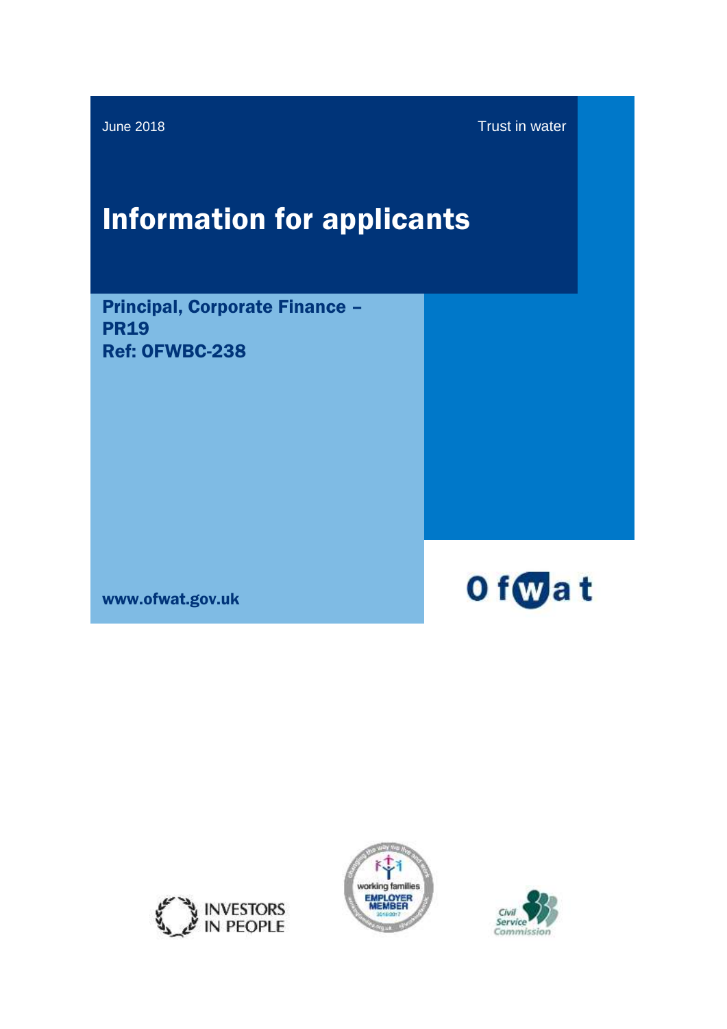June 2018

Trust in water

# Information for applicants

## Principal, Corporate Finance – PR19
## Ref: OFWBC-238

www.ofwat.gov.uk

Ofwat

INVESTORS IN PEOPLE

working families EMPLOYER MEMBER

Civil Service Commission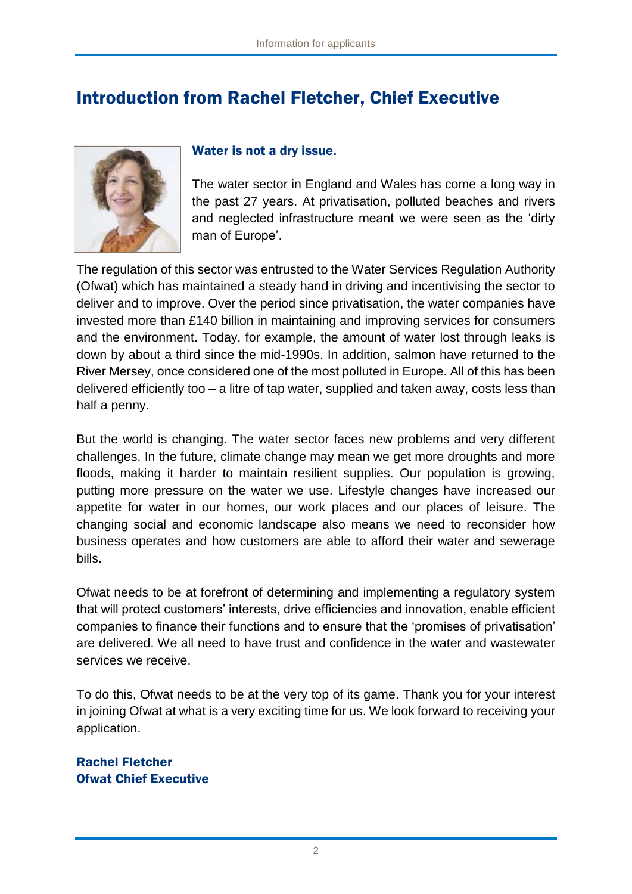# Introduction from Rachel Fletcher, Chief Executive

**Water is not a dry issue.**

The water sector in England and Wales has come a long way in the past 27 years. At privatisation, polluted beaches and rivers and neglected infrastructure meant we were seen as the 'dirty man of Europe'.

The regulation of this sector was entrusted to the Water Services Regulation Authority (Ofwat) which has maintained a steady hand in driving and incentivising the sector to deliver and to improve. Over the period since privatisation, the water companies have invested more than £140 billion in maintaining and improving services for consumers and the environment. Today, for example, the amount of water lost through leaks is down by about a third since the mid-1990s. In addition, salmon have returned to the River Mersey, once considered one of the most polluted in Europe. All of this has been delivered efficiently too – a litre of tap water, supplied and taken away, costs less than half a penny.

But the world is changing. The water sector faces new problems and very different challenges. In the future, climate change may mean we get more droughts and more floods, making it harder to maintain resilient supplies. Our population is growing, putting more pressure on the water we use. Lifestyle changes have increased our appetite for water in our homes, our work places and our places of leisure. The changing social and economic landscape also means we need to reconsider how business operates and how customers are able to afford their water and sewerage bills.

Ofwat needs to be at forefront of determining and implementing a regulatory system that will protect customers' interests, drive efficiencies and innovation, enable efficient companies to finance their functions and to ensure that the 'promises of privatisation' are delivered. We all need to have trust and confidence in the water and wastewater services we receive.

To do this, Ofwat needs to be at the very top of its game. Thank you for your interest in joining Ofwat at what is a very exciting time for us. We look forward to receiving your application.

**Rachel Fletcher**
**Ofwat Chief Executive**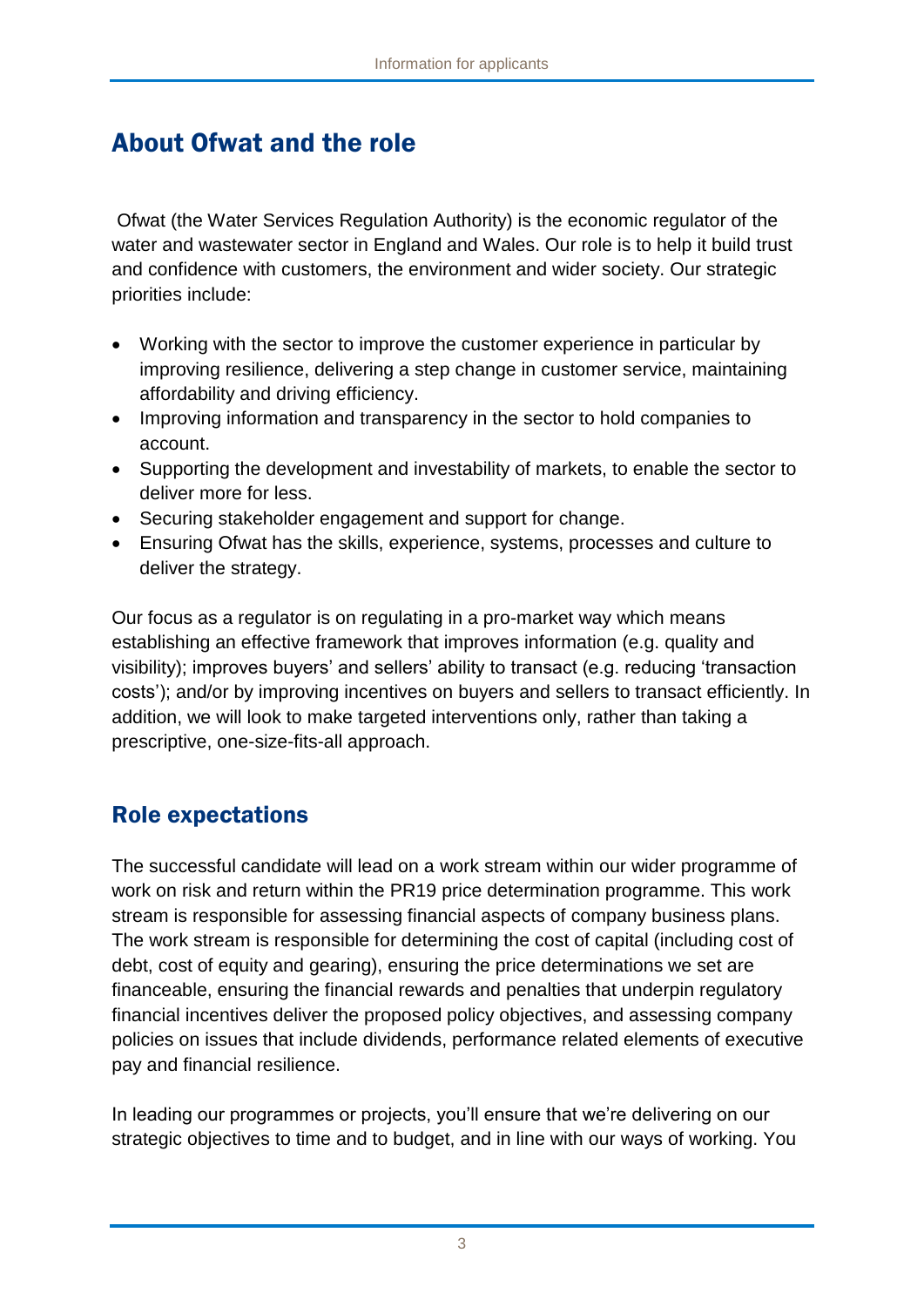## About Ofwat and the role

Ofwat (the Water Services Regulation Authority) is the economic regulator of the water and wastewater sector in England and Wales. Our role is to help it build trust and confidence with customers, the environment and wider society. Our strategic priorities include:

- Working with the sector to improve the customer experience in particular by improving resilience, delivering a step change in customer service, maintaining affordability and driving efficiency.
- Improving information and transparency in the sector to hold companies to account.
- Supporting the development and investability of markets, to enable the sector to deliver more for less.
- Securing stakeholder engagement and support for change.
- Ensuring Ofwat has the skills, experience, systems, processes and culture to deliver the strategy.

Our focus as a regulator is on regulating in a pro-market way which means establishing an effective framework that improves information (e.g. quality and visibility); improves buyers' and sellers' ability to transact (e.g. reducing 'transaction costs'); and/or by improving incentives on buyers and sellers to transact efficiently. In addition, we will look to make targeted interventions only, rather than taking a prescriptive, one-size-fits-all approach.

### Role expectations

The successful candidate will lead on a work stream within our wider programme of work on risk and return within the PR19 price determination programme. This work stream is responsible for assessing financial aspects of company business plans. The work stream is responsible for determining the cost of capital (including cost of debt, cost of equity and gearing), ensuring the price determinations we set are financeable, ensuring the financial rewards and penalties that underpin regulatory financial incentives deliver the proposed policy objectives, and assessing company policies on issues that include dividends, performance related elements of executive pay and financial resilience.

In leading our programmes or projects, you'll ensure that we're delivering on our strategic objectives to time and to budget, and in line with our ways of working. You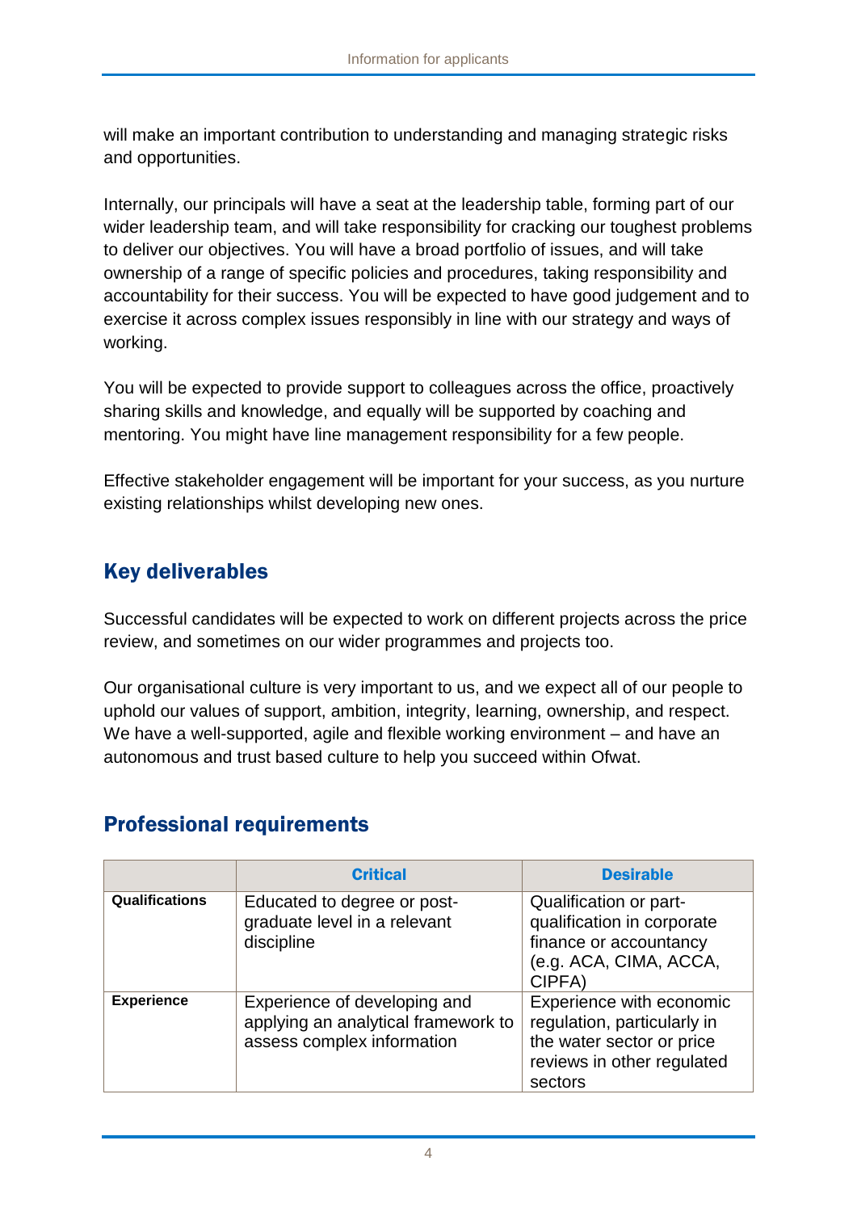will make an important contribution to understanding and managing strategic risks and opportunities.

Internally, our principals will have a seat at the leadership table, forming part of our wider leadership team, and will take responsibility for cracking our toughest problems to deliver our objectives. You will have a broad portfolio of issues, and will take ownership of a range of specific policies and procedures, taking responsibility and accountability for their success. You will be expected to have good judgement and to exercise it across complex issues responsibly in line with our strategy and ways of working.

You will be expected to provide support to colleagues across the office, proactively sharing skills and knowledge, and equally will be supported by coaching and mentoring. You might have line management responsibility for a few people.

Effective stakeholder engagement will be important for your success, as you nurture existing relationships whilst developing new ones.

## Key deliverables

Successful candidates will be expected to work on different projects across the price review, and sometimes on our wider programmes and projects too.

Our organisational culture is very important to us, and we expect all of our people to uphold our values of support, ambition, integrity, learning, ownership, and respect. We have a well-supported, agile and flexible working environment – and have an autonomous and trust based culture to help you succeed within Ofwat.

## Professional requirements

| | Critical | Desirable |
|---|---|---|
| **Qualifications** | Educated to degree or post-graduate level in a relevant discipline | Qualification or part-qualification in corporate finance or accountancy (e.g. ACA, CIMA, ACCA, CIPFA) |
| **Experience** | Experience of developing and applying an analytical framework to assess complex information | Experience with economic regulation, particularly in the water sector or price reviews in other regulated sectors |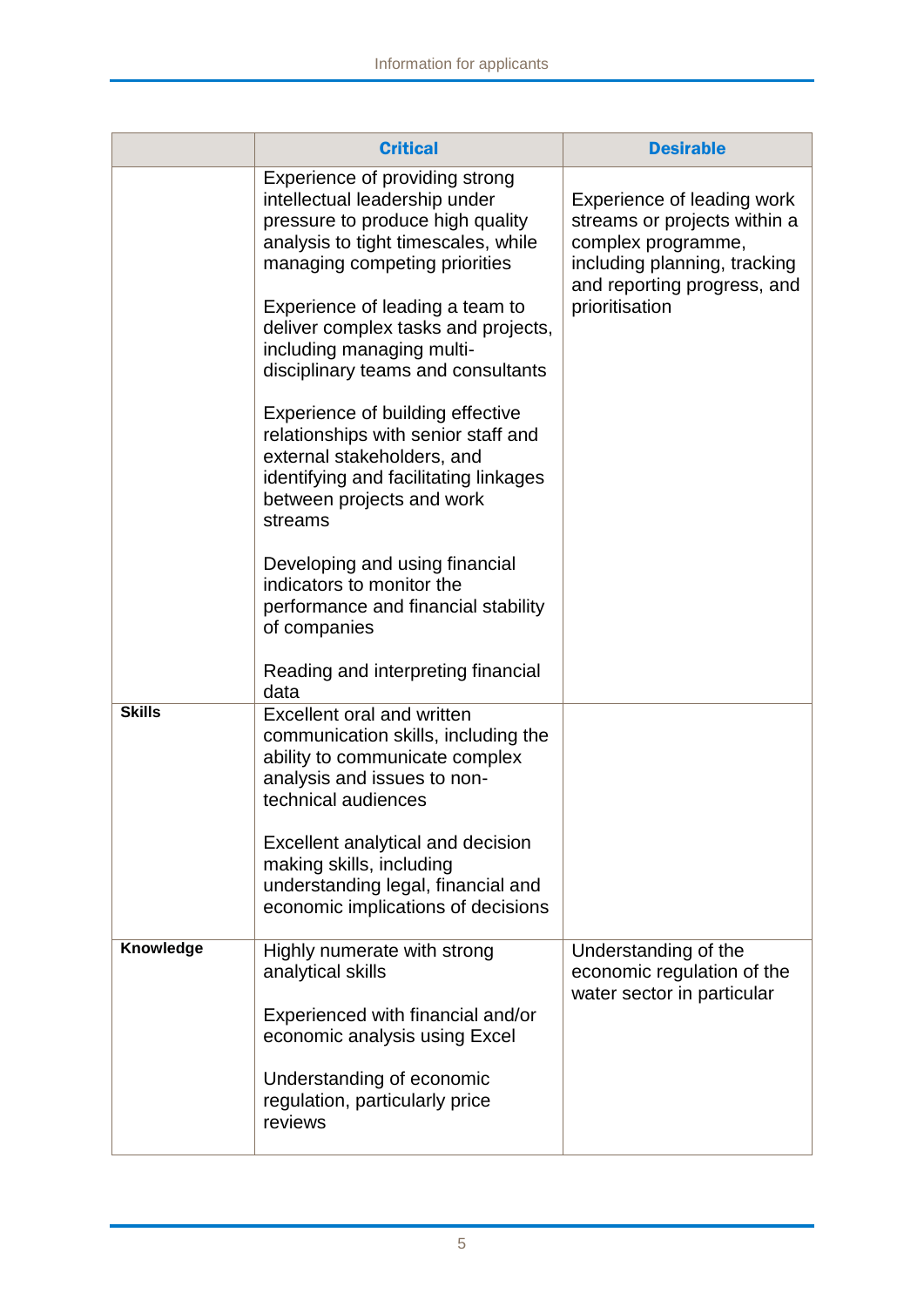| | Critical | Desirable |
|---|---|---|
| | Experience of providing strong intellectual leadership under pressure to produce high quality analysis to tight timescales, while managing competing priorities<br><br>Experience of leading a team to deliver complex tasks and projects, including managing multi-disciplinary teams and consultants<br><br>Experience of building effective relationships with senior staff and external stakeholders, and identifying and facilitating linkages between projects and work streams<br><br>Developing and using financial indicators to monitor the performance and financial stability of companies<br><br>Reading and interpreting financial data | Experience of leading work streams or projects within a complex programme, including planning, tracking and reporting progress, and prioritisation |
| **Skills** | Excellent oral and written communication skills, including the ability to communicate complex analysis and issues to non-technical audiences<br><br>Excellent analytical and decision making skills, including understanding legal, financial and economic implications of decisions | |
| **Knowledge** | Highly numerate with strong analytical skills<br><br>Experienced with financial and/or economic analysis using Excel<br><br>Understanding of economic regulation, particularly price reviews | Understanding of the economic regulation of the water sector in particular |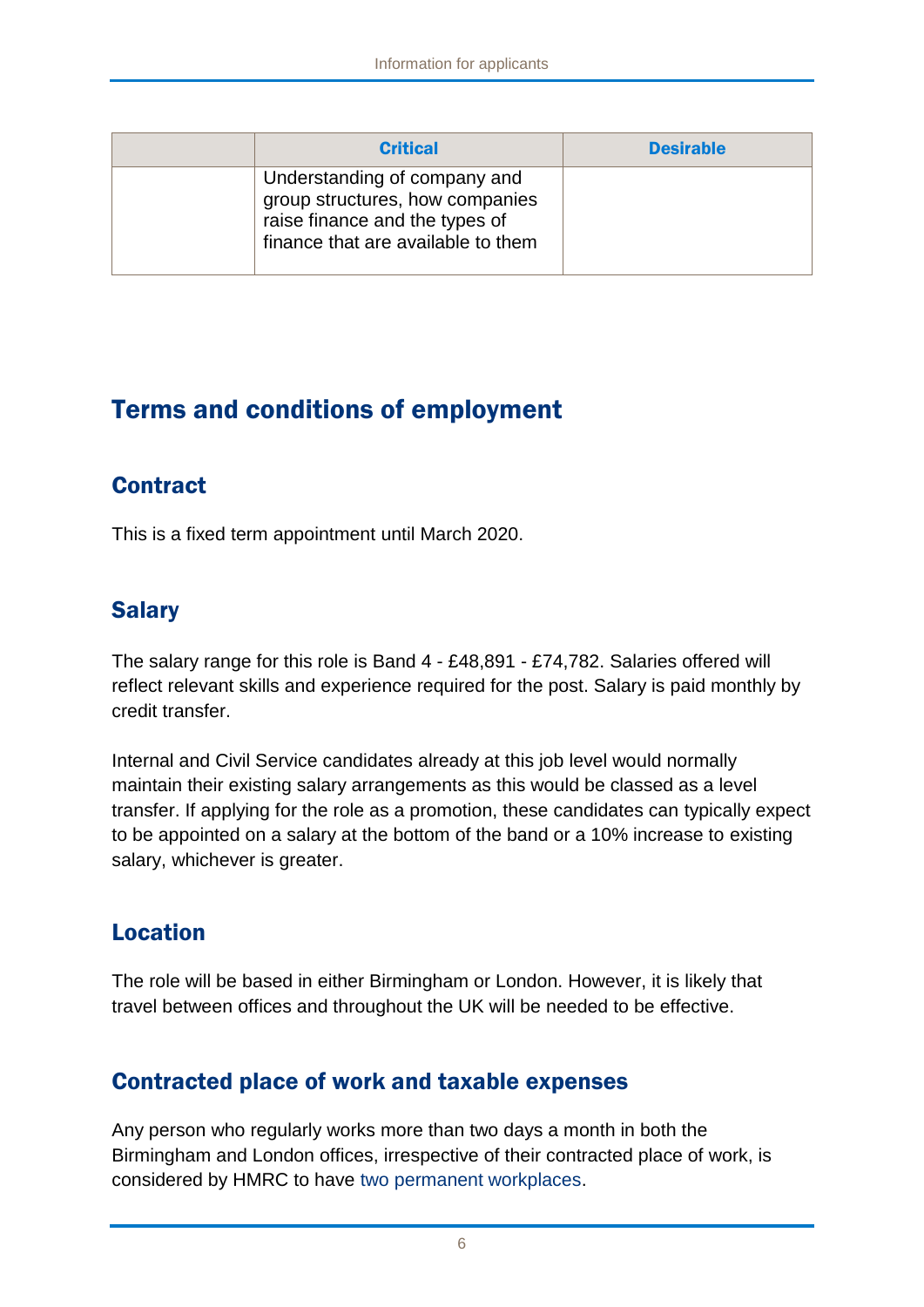| | Critical | Desirable |
|---|---|---|
| | Understanding of company and group structures, how companies raise finance and the types of finance that are available to them | |

# Terms and conditions of employment

## Contract

This is a fixed term appointment until March 2020.

## Salary

The salary range for this role is Band 4 - £48,891 - £74,782. Salaries offered will reflect relevant skills and experience required for the post. Salary is paid monthly by credit transfer.

Internal and Civil Service candidates already at this job level would normally maintain their existing salary arrangements as this would be classed as a level transfer. If applying for the role as a promotion, these candidates can typically expect to be appointed on a salary at the bottom of the band or a 10% increase to existing salary, whichever is greater.

## Location

The role will be based in either Birmingham or London. However, it is likely that travel between offices and throughout the UK will be needed to be effective.

## Contracted place of work and taxable expenses

Any person who regularly works more than two days a month in both the Birmingham and London offices, irrespective of their contracted place of work, is considered by HMRC to have two permanent workplaces.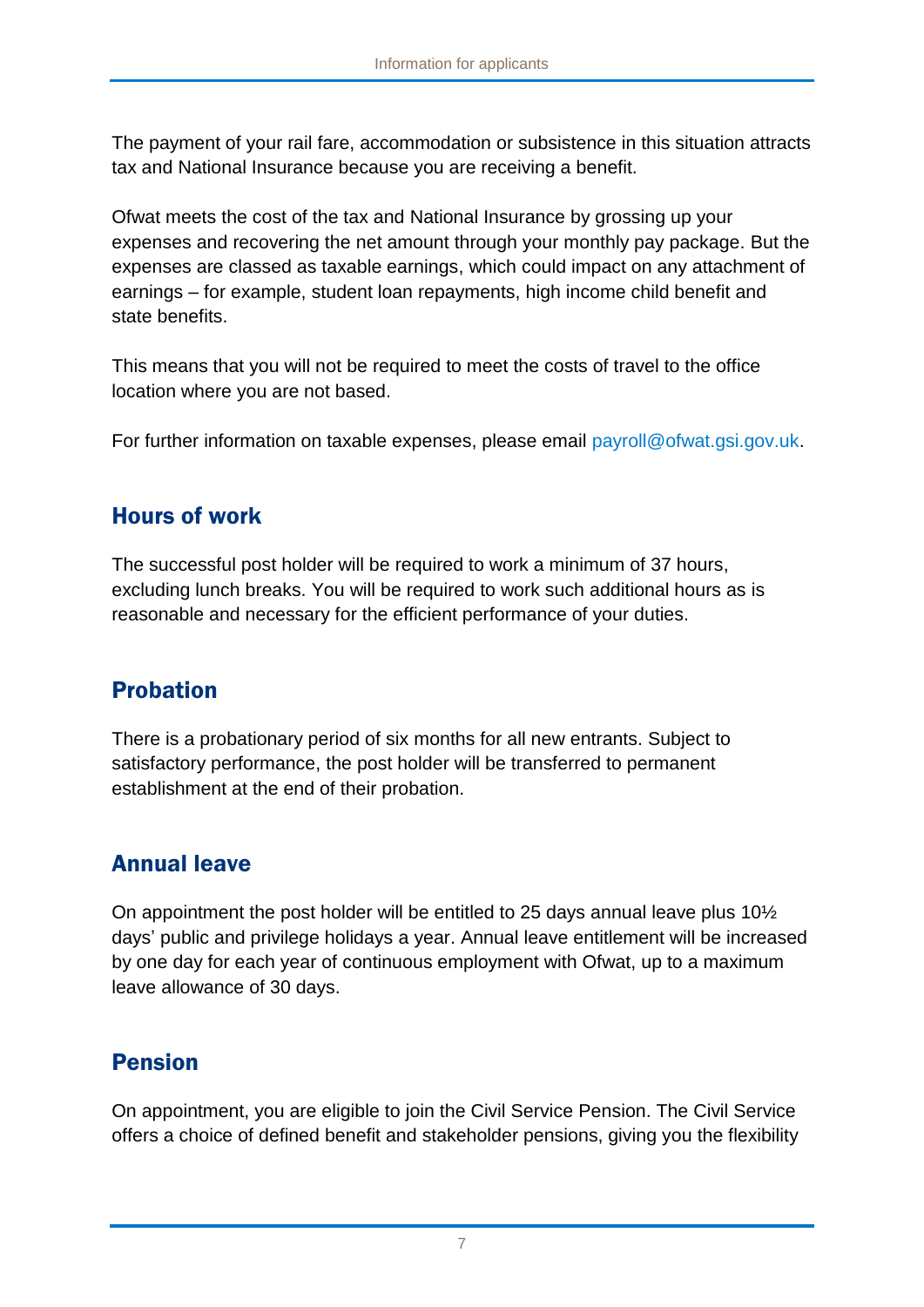The payment of your rail fare, accommodation or subsistence in this situation attracts tax and National Insurance because you are receiving a benefit.

Ofwat meets the cost of the tax and National Insurance by grossing up your expenses and recovering the net amount through your monthly pay package. But the expenses are classed as taxable earnings, which could impact on any attachment of earnings – for example, student loan repayments, high income child benefit and state benefits.

This means that you will not be required to meet the costs of travel to the office location where you are not based.

For further information on taxable expenses, please email payroll@ofwat.gsi.gov.uk.

## Hours of work

The successful post holder will be required to work a minimum of 37 hours, excluding lunch breaks. You will be required to work such additional hours as is reasonable and necessary for the efficient performance of your duties.

## Probation

There is a probationary period of six months for all new entrants. Subject to satisfactory performance, the post holder will be transferred to permanent establishment at the end of their probation.

## Annual leave

On appointment the post holder will be entitled to 25 days annual leave plus 10½ days' public and privilege holidays a year. Annual leave entitlement will be increased by one day for each year of continuous employment with Ofwat, up to a maximum leave allowance of 30 days.

## Pension

On appointment, you are eligible to join the Civil Service Pension. The Civil Service offers a choice of defined benefit and stakeholder pensions, giving you the flexibility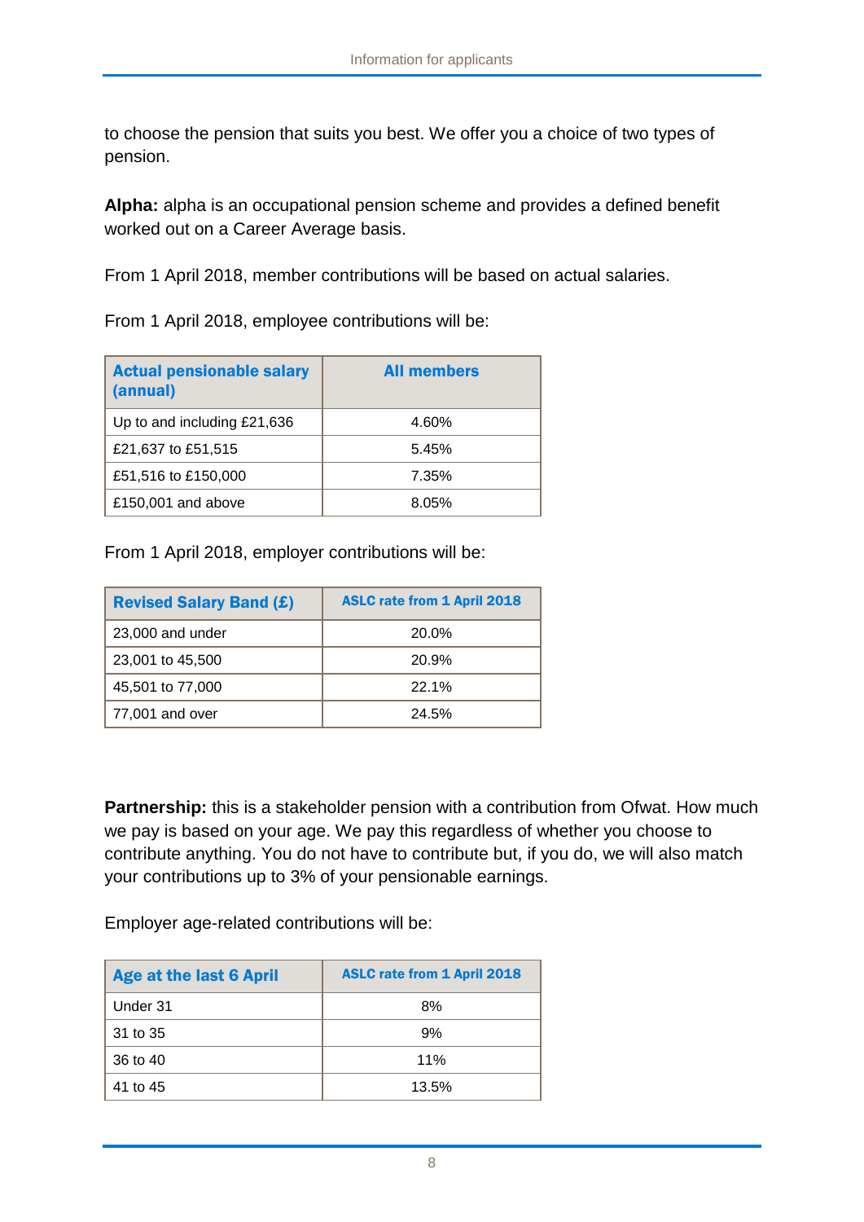to choose the pension that suits you best. We offer you a choice of two types of pension.

**Alpha:** alpha is an occupational pension scheme and provides a defined benefit worked out on a Career Average basis.

From 1 April 2018, member contributions will be based on actual salaries.

From 1 April 2018, employee contributions will be:

| Actual pensionable salary (annual) | All members |
|---|---|
| Up to and including £21,636 | 4.60% |
| £21,637 to £51,515 | 5.45% |
| £51,516 to £150,000 | 7.35% |
| £150,001 and above | 8.05% |

From 1 April 2018, employer contributions will be:

| Revised Salary Band (£) | ASLC rate from 1 April 2018 |
|---|---|
| 23,000 and under | 20.0% |
| 23,001 to 45,500 | 20.9% |
| 45,501 to 77,000 | 22.1% |
| 77,001 and over | 24.5% |

**Partnership:** this is a stakeholder pension with a contribution from Ofwat. How much we pay is based on your age. We pay this regardless of whether you choose to contribute anything. You do not have to contribute but, if you do, we will also match your contributions up to 3% of your pensionable earnings.

Employer age-related contributions will be:

| Age at the last 6 April | ASLC rate from 1 April 2018 |
|---|---|
| Under 31 | 8% |
| 31 to 35 | 9% |
| 36 to 40 | 11% |
| 41 to 45 | 13.5% |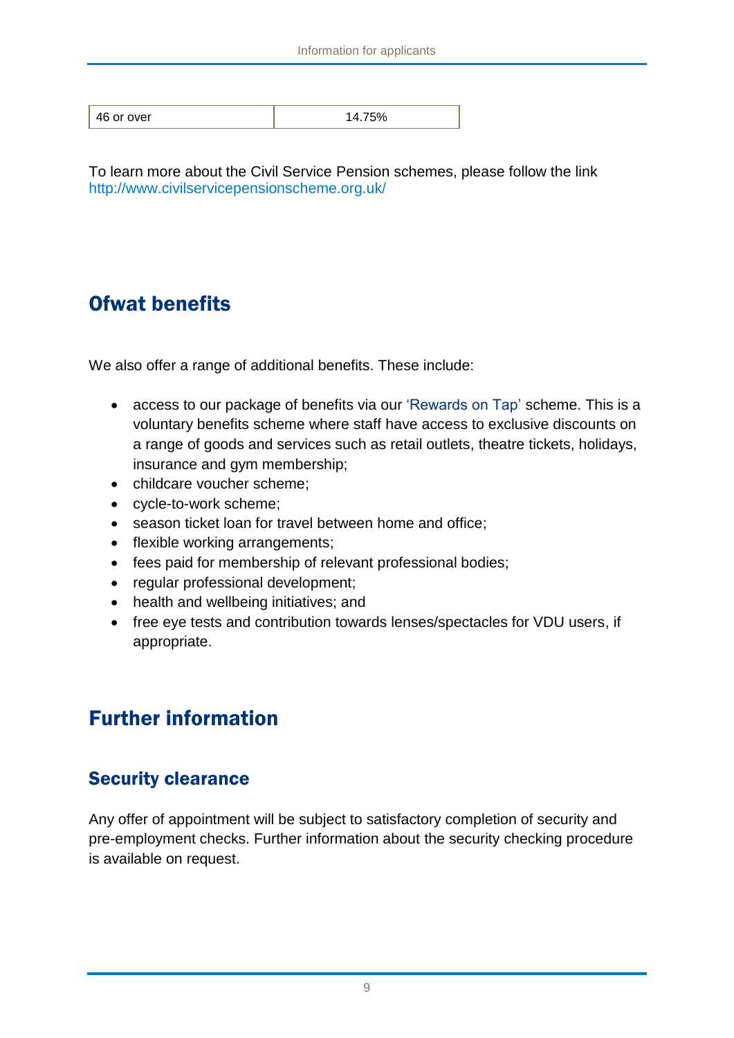| 46 or over | 14.75% |
|---|---|

To learn more about the Civil Service Pension schemes, please follow the link http://www.civilservicepensionscheme.org.uk/

## Ofwat benefits

We also offer a range of additional benefits. These include:

- access to our package of benefits via our 'Rewards on Tap' scheme. This is a voluntary benefits scheme where staff have access to exclusive discounts on a range of goods and services such as retail outlets, theatre tickets, holidays, insurance and gym membership;
- childcare voucher scheme;
- cycle-to-work scheme;
- season ticket loan for travel between home and office;
- flexible working arrangements;
- fees paid for membership of relevant professional bodies;
- regular professional development;
- health and wellbeing initiatives; and
- free eye tests and contribution towards lenses/spectacles for VDU users, if appropriate.

## Further information

### Security clearance

Any offer of appointment will be subject to satisfactory completion of security and pre-employment checks. Further information about the security checking procedure is available on request.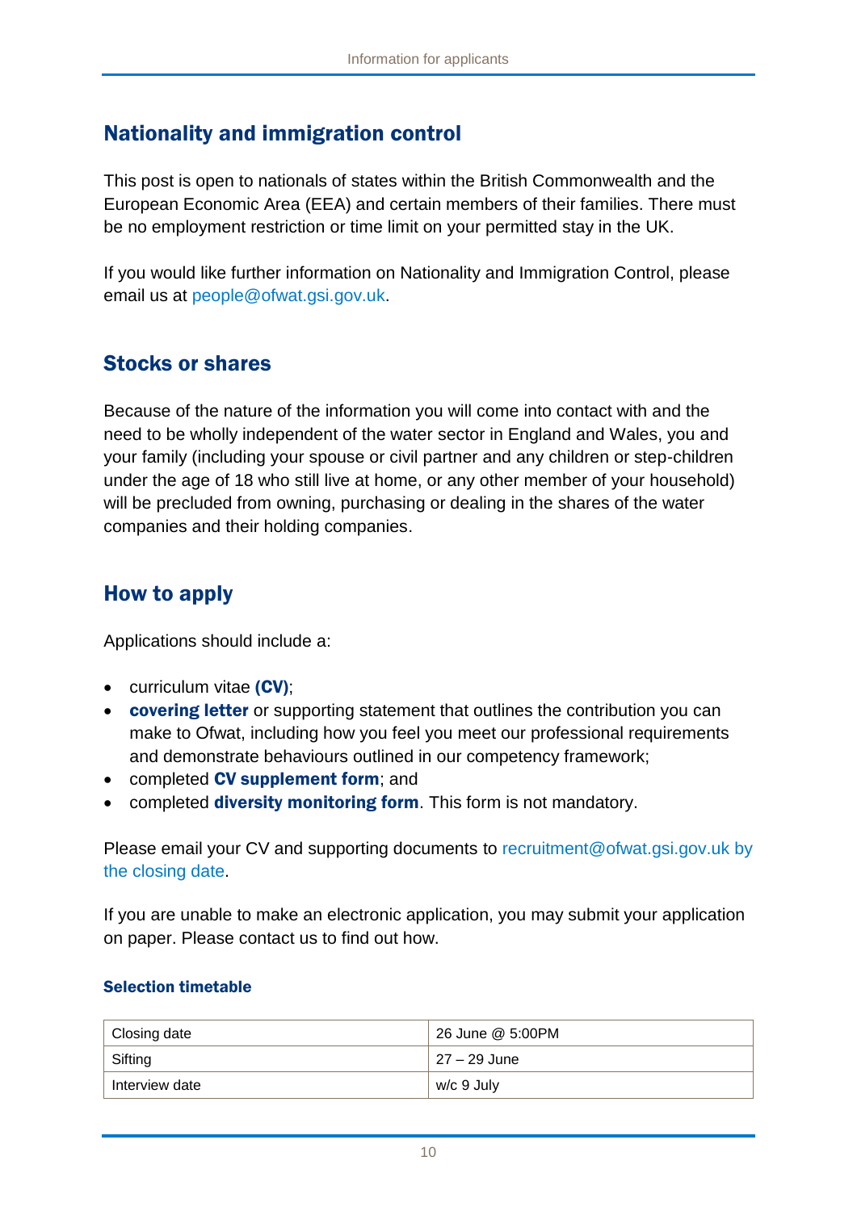## Nationality and immigration control

This post is open to nationals of states within the British Commonwealth and the European Economic Area (EEA) and certain members of their families. There must be no employment restriction or time limit on your permitted stay in the UK.

If you would like further information on Nationality and Immigration Control, please email us at people@ofwat.gsi.gov.uk.

## Stocks or shares

Because of the nature of the information you will come into contact with and the need to be wholly independent of the water sector in England and Wales, you and your family (including your spouse or civil partner and any children or step-children under the age of 18 who still live at home, or any other member of your household) will be precluded from owning, purchasing or dealing in the shares of the water companies and their holding companies.

## How to apply

Applications should include a:

- curriculum vitae **(CV)**;
- **covering letter** or supporting statement that outlines the contribution you can make to Ofwat, including how you feel you meet our professional requirements and demonstrate behaviours outlined in our competency framework;
- completed **CV supplement form**; and
- completed **diversity monitoring form**. This form is not mandatory.

Please email your CV and supporting documents to recruitment@ofwat.gsi.gov.uk by the closing date.

If you are unable to make an electronic application, you may submit your application on paper. Please contact us to find out how.

#### Selection timetable

| Closing date | 26 June @ 5:00PM |
|---|---|
| Sifting | 27 – 29 June |
| Interview date | w/c 9 July |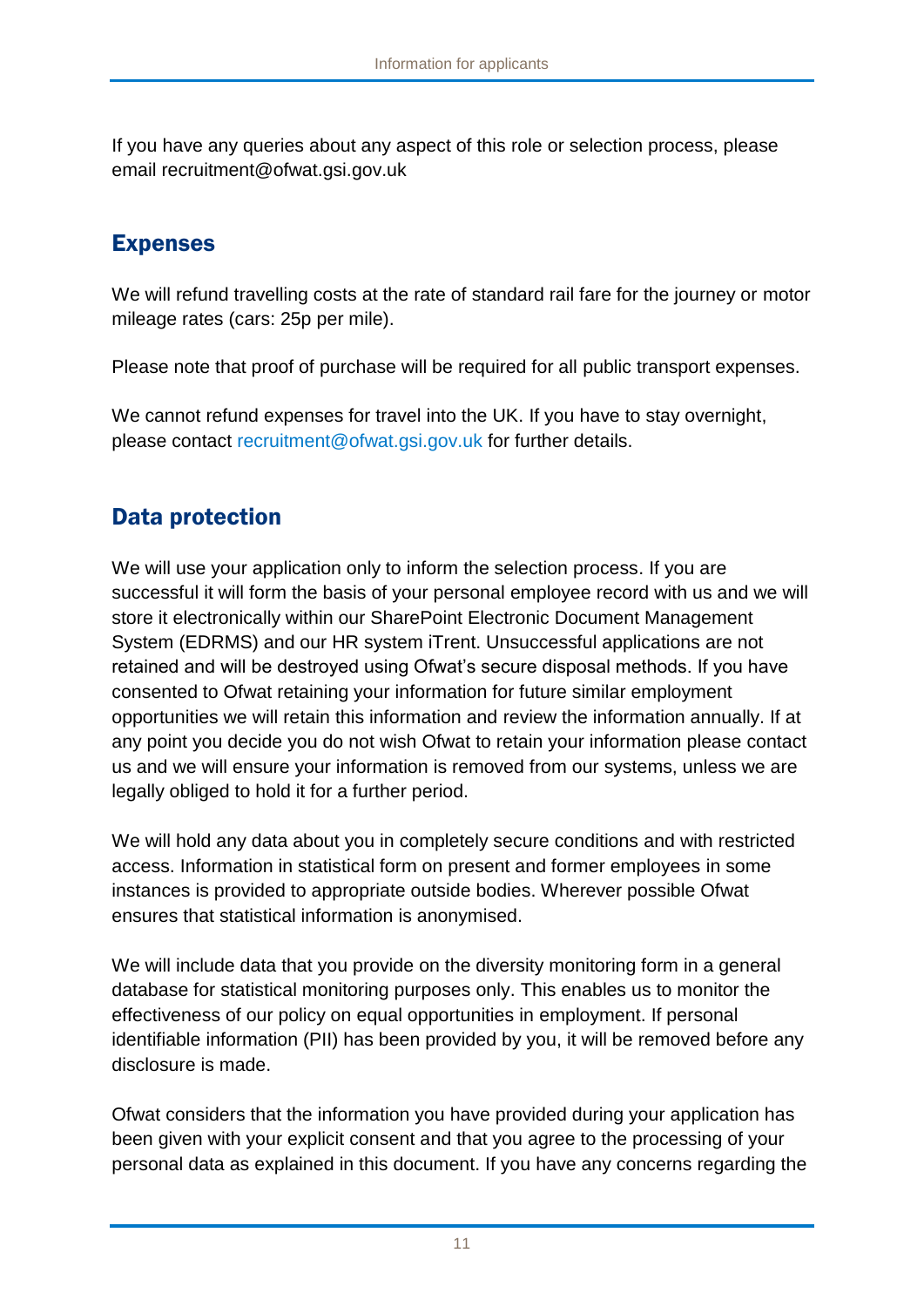If you have any queries about any aspect of this role or selection process, please email recruitment@ofwat.gsi.gov.uk

## Expenses

We will refund travelling costs at the rate of standard rail fare for the journey or motor mileage rates (cars: 25p per mile).

Please note that proof of purchase will be required for all public transport expenses.

We cannot refund expenses for travel into the UK. If you have to stay overnight, please contact recruitment@ofwat.gsi.gov.uk for further details.

## Data protection

We will use your application only to inform the selection process. If you are successful it will form the basis of your personal employee record with us and we will store it electronically within our SharePoint Electronic Document Management System (EDRMS) and our HR system iTrent. Unsuccessful applications are not retained and will be destroyed using Ofwat's secure disposal methods. If you have consented to Ofwat retaining your information for future similar employment opportunities we will retain this information and review the information annually. If at any point you decide you do not wish Ofwat to retain your information please contact us and we will ensure your information is removed from our systems, unless we are legally obliged to hold it for a further period.

We will hold any data about you in completely secure conditions and with restricted access. Information in statistical form on present and former employees in some instances is provided to appropriate outside bodies. Wherever possible Ofwat ensures that statistical information is anonymised.

We will include data that you provide on the diversity monitoring form in a general database for statistical monitoring purposes only. This enables us to monitor the effectiveness of our policy on equal opportunities in employment. If personal identifiable information (PII) has been provided by you, it will be removed before any disclosure is made.

Ofwat considers that the information you have provided during your application has been given with your explicit consent and that you agree to the processing of your personal data as explained in this document. If you have any concerns regarding the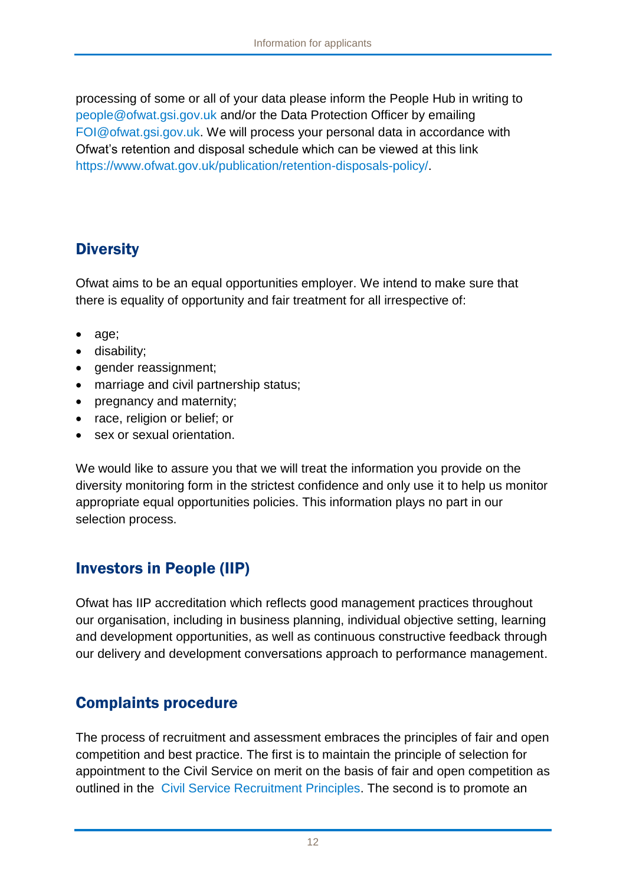processing of some or all of your data please inform the People Hub in writing to people@ofwat.gsi.gov.uk and/or the Data Protection Officer by emailing FOI@ofwat.gsi.gov.uk. We will process your personal data in accordance with Ofwat's retention and disposal schedule which can be viewed at this link https://www.ofwat.gov.uk/publication/retention-disposals-policy/.

## Diversity

Ofwat aims to be an equal opportunities employer. We intend to make sure that there is equality of opportunity and fair treatment for all irrespective of:

- age;
- disability;
- gender reassignment;
- marriage and civil partnership status;
- pregnancy and maternity;
- race, religion or belief; or
- sex or sexual orientation.

We would like to assure you that we will treat the information you provide on the diversity monitoring form in the strictest confidence and only use it to help us monitor appropriate equal opportunities policies. This information plays no part in our selection process.

## Investors in People (IIP)

Ofwat has IIP accreditation which reflects good management practices throughout our organisation, including in business planning, individual objective setting, learning and development opportunities, as well as continuous constructive feedback through our delivery and development conversations approach to performance management.

## Complaints procedure

The process of recruitment and assessment embraces the principles of fair and open competition and best practice. The first is to maintain the principle of selection for appointment to the Civil Service on merit on the basis of fair and open competition as outlined in the Civil Service Recruitment Principles. The second is to promote an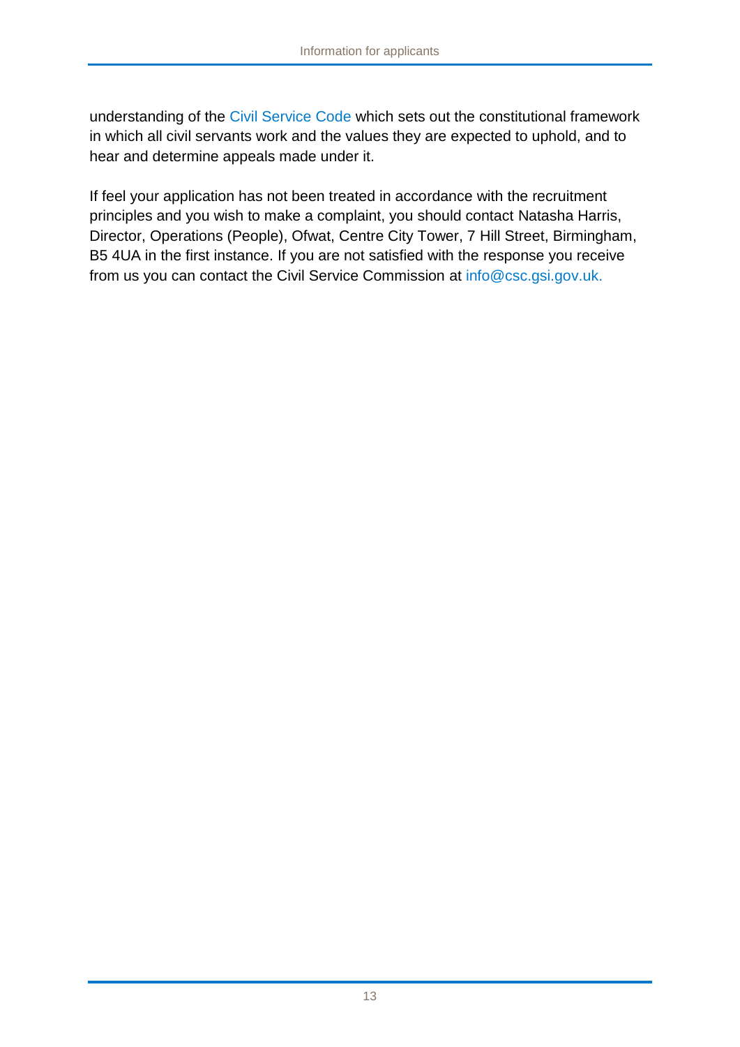understanding of the Civil Service Code which sets out the constitutional framework in which all civil servants work and the values they are expected to uphold, and to hear and determine appeals made under it.

If feel your application has not been treated in accordance with the recruitment principles and you wish to make a complaint, you should contact Natasha Harris, Director, Operations (People), Ofwat, Centre City Tower, 7 Hill Street, Birmingham, B5 4UA in the first instance. If you are not satisfied with the response you receive from us you can contact the Civil Service Commission at info@csc.gsi.gov.uk.